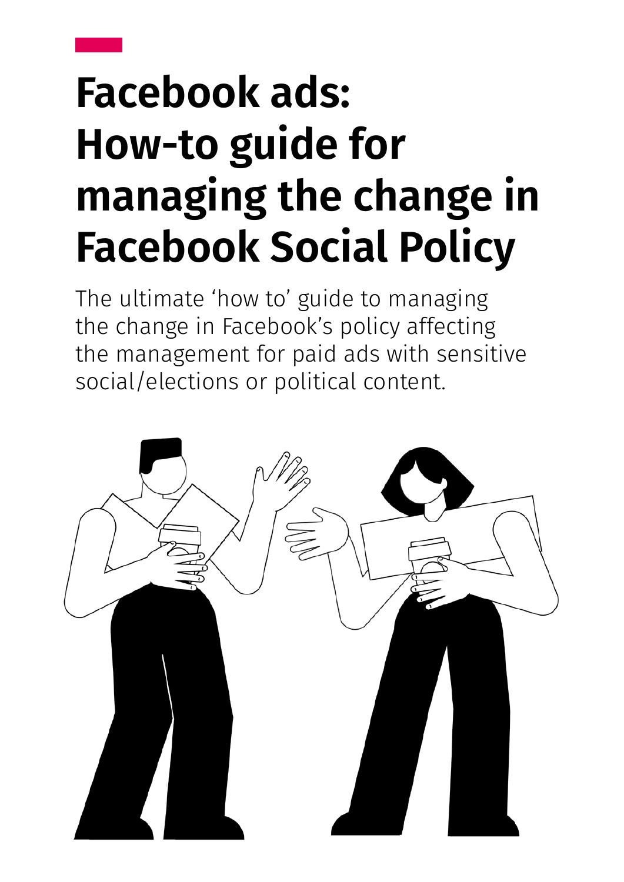# Facebook ads: How-to guide for managing the change in Facebook Social Policy

The ultimate 'how to' guide to managing the change in Facebook's policy affecting the management for paid ads with sensitive social/elections or political content.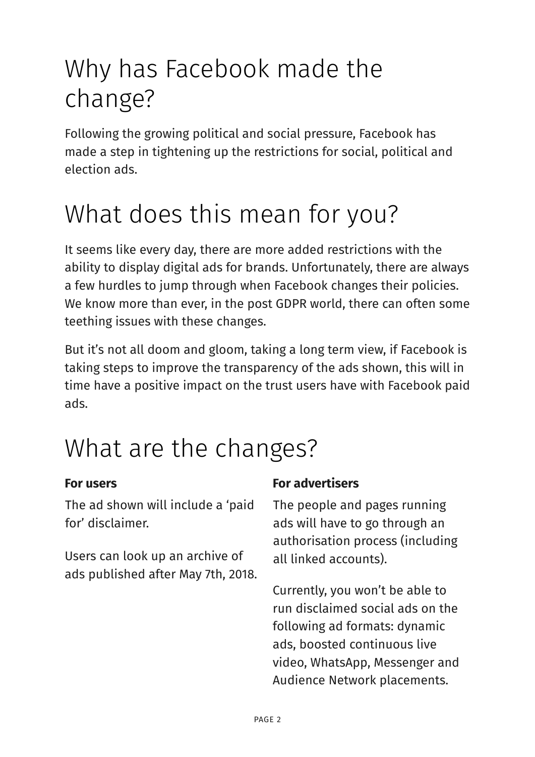# Why has Facebook made the change?

Following the growing political and social pressure, Facebook has made a step in tightening up the restrictions for social, political and election ads.

# What does this mean for you?

It seems like every day, there are more added restrictions with the ability to display digital ads for brands. Unfortunately, there are always a few hurdles to jump through when Facebook changes their policies. We know more than ever, in the post GDPR world, there can often some teething issues with these changes.

But it's not all doom and gloom, taking a long term view, if Facebook is taking steps to improve the transparency of the ads shown, this will in time have a positive impact on the trust users have with Facebook paid ads.

# What are the changes?

**For users**

The ad shown will include a 'paid for' disclaimer.

Users can look up an archive of ads published after May 7th, 2018.

**For advertisers**

The people and pages running ads will have to go through an authorisation process (including all linked accounts).

Currently, you won't be able to run disclaimed social ads on the following ad formats: dynamic ads, boosted continuous live video, WhatsApp, Messenger and Audience Network placements.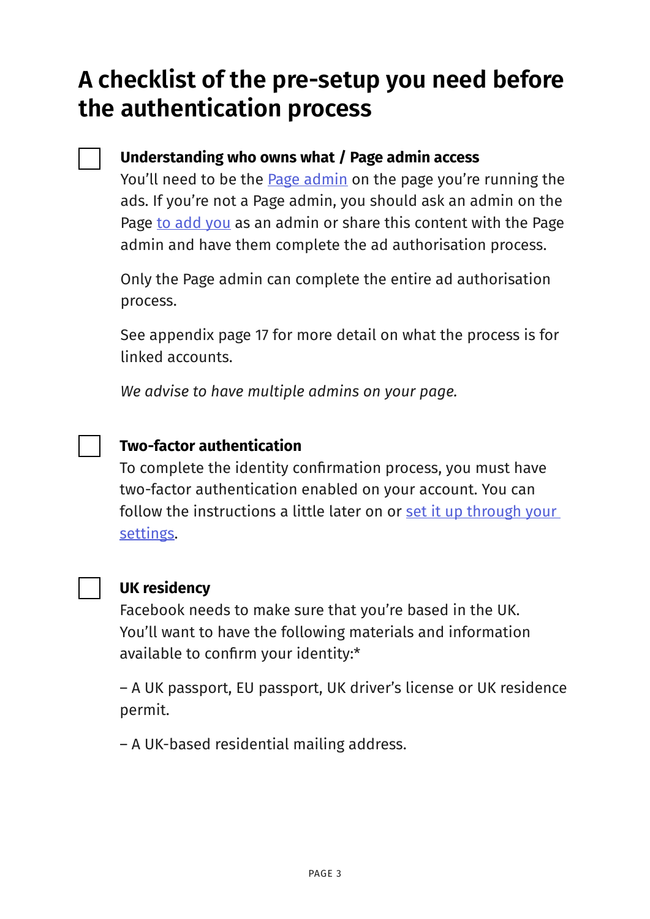# A checklist of the pre-setup you need before the authentication process

- [ ] **Understanding who owns what / Page admin access**
  You'll need to be the Page admin on the page you're running the ads. If you're not a Page admin, you should ask an admin on the Page to add you as an admin or share this content with the Page admin and have them complete the ad authorisation process.

  Only the Page admin can complete the entire ad authorisation process.

  See appendix page 17 for more detail on what the process is for linked accounts.

  *We advise to have multiple admins on your page.*

- [ ] **Two-factor authentication**
  To complete the identity confirmation process, you must have two-factor authentication enabled on your account. You can follow the instructions a little later on or set it up through your settings.

- [ ] **UK residency**
  Facebook needs to make sure that you're based in the UK. You'll want to have the following materials and information available to confirm your identity:*

  – A UK passport, EU passport, UK driver's license or UK residence permit.

  – A UK-based residential mailing address.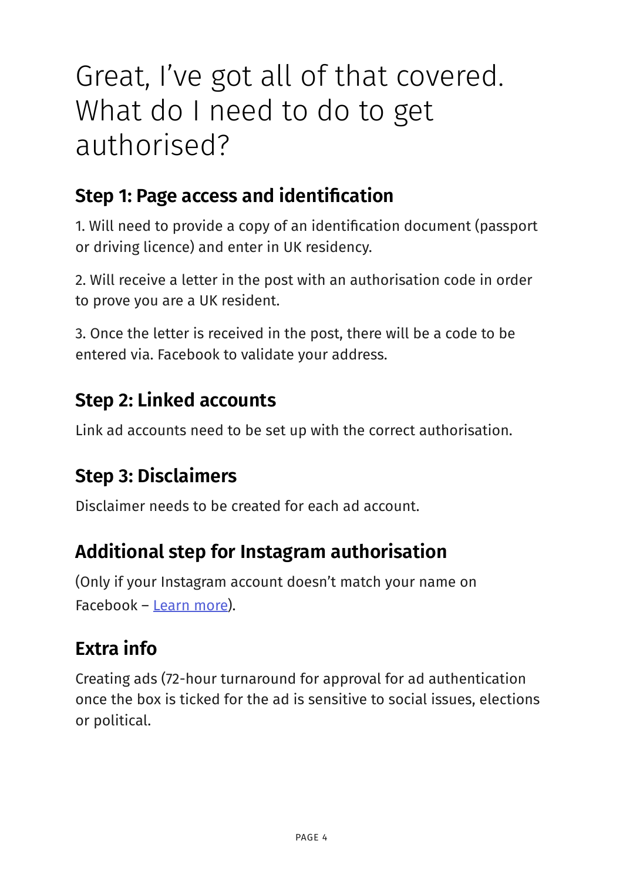# Great, I've got all of that covered. What do I need to do to get authorised?

## Step 1: Page access and identification

1. Will need to provide a copy of an identification document (passport or driving licence) and enter in UK residency.

2. Will receive a letter in the post with an authorisation code in order to prove you are a UK resident.

3. Once the letter is received in the post, there will be a code to be entered via. Facebook to validate your address.

## Step 2: Linked accounts

Link ad accounts need to be set up with the correct authorisation.

## Step 3: Disclaimers

Disclaimer needs to be created for each ad account.

## Additional step for Instagram authorisation

(Only if your Instagram account doesn't match your name on Facebook – Learn more).

## Extra info

Creating ads (72-hour turnaround for approval for ad authentication once the box is ticked for the ad is sensitive to social issues, elections or political.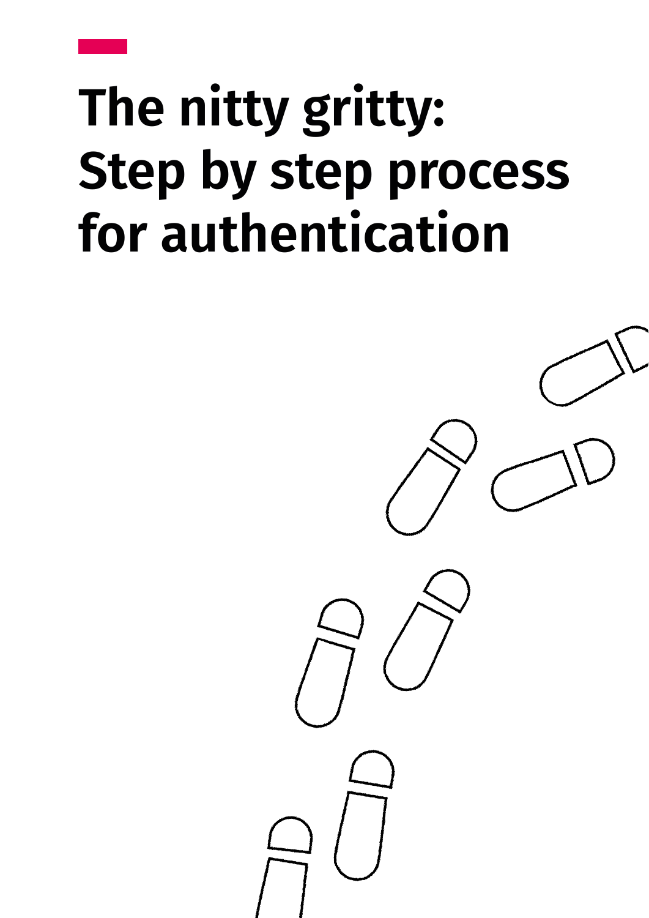# The nitty gritty: Step by step process for authentication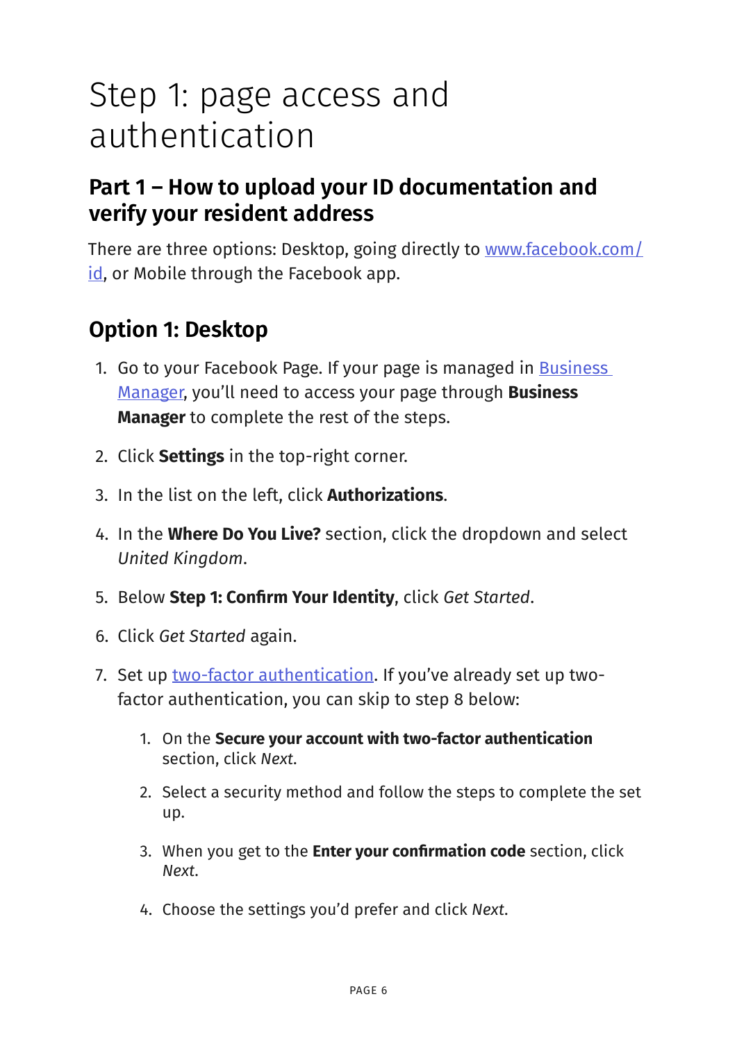# Step 1: page access and authentication

## Part 1 – How to upload your ID documentation and verify your resident address

There are three options: Desktop, going directly to www.facebook.com/id, or Mobile through the Facebook app.

## Option 1: Desktop

1. Go to your Facebook Page. If your page is managed in Business Manager, you'll need to access your page through **Business Manager** to complete the rest of the steps.
2. Click **Settings** in the top-right corner.
3. In the list on the left, click **Authorizations**.
4. In the **Where Do You Live?** section, click the dropdown and select *United Kingdom*.
5. Below **Step 1: Confirm Your Identity**, click *Get Started*.
6. Click *Get Started* again.
7. Set up two-factor authentication. If you've already set up two-factor authentication, you can skip to step 8 below:
    1. On the **Secure your account with two-factor authentication** section, click *Next*.
    2. Select a security method and follow the steps to complete the set up.
    3. When you get to the **Enter your confirmation code** section, click *Next*.
    4. Choose the settings you'd prefer and click *Next*.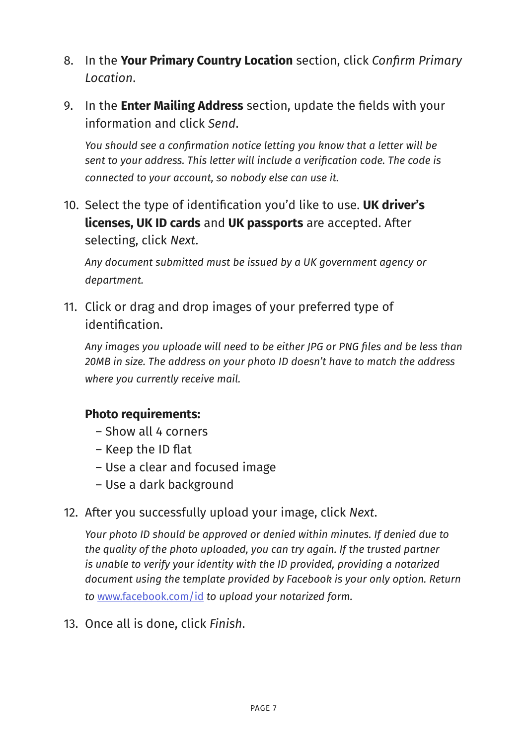8. In the **Your Primary Country Location** section, click *Confirm Primary Location*.

9. In the **Enter Mailing Address** section, update the fields with your information and click *Send*.

   *You should see a confirmation notice letting you know that a letter will be sent to your address. This letter will include a verification code. The code is connected to your account, so nobody else can use it.*

10. Select the type of identification you'd like to use. **UK driver's licenses, UK ID cards** and **UK passports** are accepted. After selecting, click *Next*.

    *Any document submitted must be issued by a UK government agency or department.*

11. Click or drag and drop images of your preferred type of identification.

    *Any images you uploade will need to be either JPG or PNG files and be less than 20MB in size. The address on your photo ID doesn't have to match the address where you currently receive mail.*

    **Photo requirements:**
    – Show all 4 corners
    – Keep the ID flat
    – Use a clear and focused image
    – Use a dark background

12. After you successfully upload your image, click *Next*.

    *Your photo ID should be approved or denied within minutes. If denied due to the quality of the photo uploaded, you can try again. If the trusted partner is unable to verify your identity with the ID provided, providing a notarized document using the template provided by Facebook is your only option. Return to* [www.facebook.com/id](http://www.facebook.com/id) *to upload your notarized form.*

13. Once all is done, click *Finish*.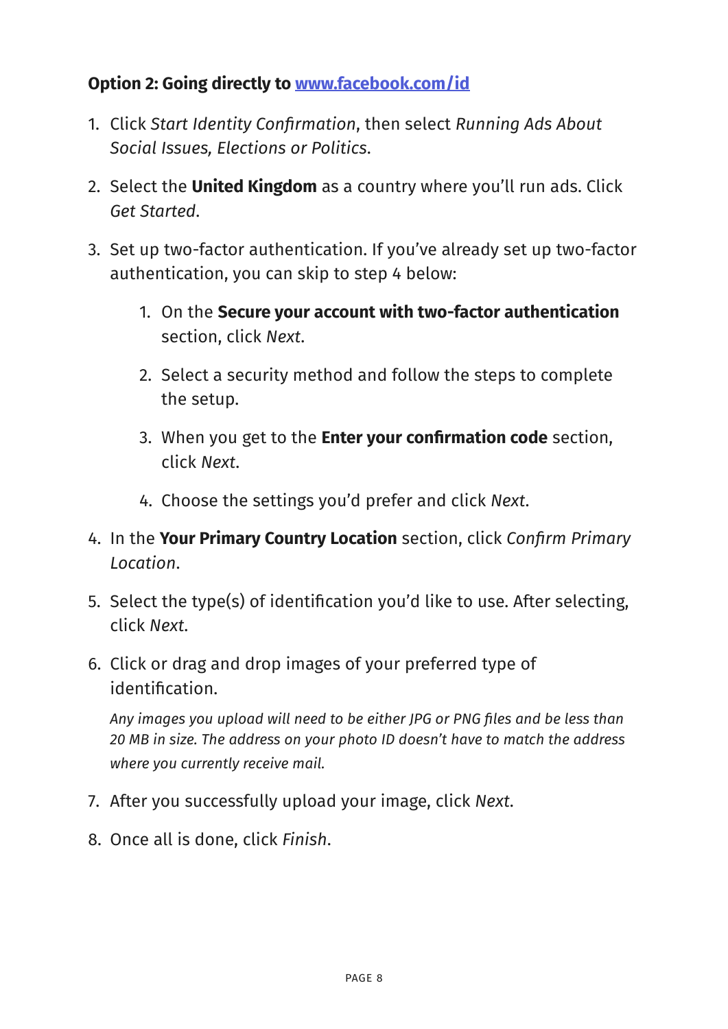### Option 2: Going directly to [www.facebook.com/id](www.facebook.com/id)

1. Click *Start Identity Confirmation*, then select *Running Ads About Social Issues, Elections or Politics*.
2. Select the **United Kingdom** as a country where you'll run ads. Click *Get Started*.
3. Set up two-factor authentication. If you've already set up two-factor authentication, you can skip to step 4 below:
    1. On the **Secure your account with two-factor authentication** section, click *Next*.
    2. Select a security method and follow the steps to complete the setup.
    3. When you get to the **Enter your confirmation code** section, click *Next*.
    4. Choose the settings you'd prefer and click *Next*.
4. In the **Your Primary Country Location** section, click *Confirm Primary Location*.
5. Select the type(s) of identification you'd like to use. After selecting, click *Next*.
6. Click or drag and drop images of your preferred type of identification.

   *Any images you upload will need to be either JPG or PNG files and be less than 20 MB in size. The address on your photo ID doesn't have to match the address where you currently receive mail.*
7. After you successfully upload your image, click *Next*.
8. Once all is done, click *Finish*.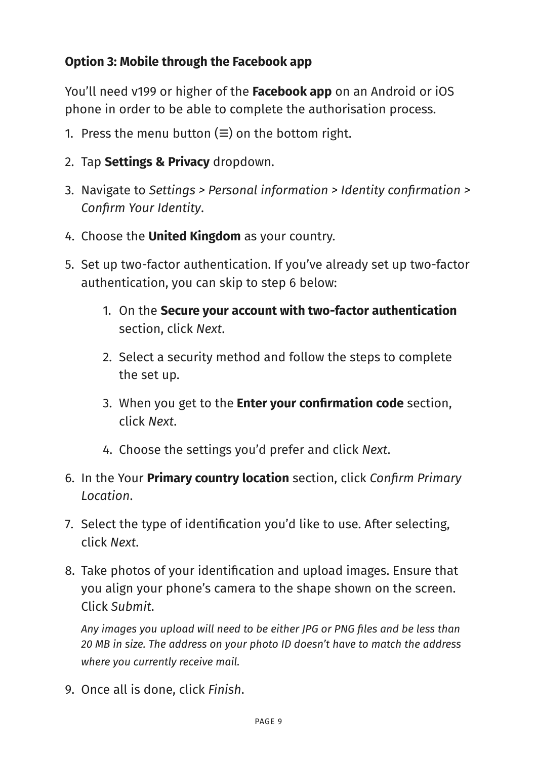**Option 3: Mobile through the Facebook app**

You'll need v199 or higher of the **Facebook app** on an Android or iOS phone in order to be able to complete the authorisation process.

1. Press the menu button (≡) on the bottom right.
2. Tap **Settings & Privacy** dropdown.
3. Navigate to *Settings > Personal information > Identity confirmation > Confirm Your Identity*.
4. Choose the **United Kingdom** as your country.
5. Set up two-factor authentication. If you've already set up two-factor authentication, you can skip to step 6 below:
    1. On the **Secure your account with two-factor authentication** section, click *Next*.
    2. Select a security method and follow the steps to complete the set up.
    3. When you get to the **Enter your confirmation code** section, click *Next*.
    4. Choose the settings you'd prefer and click *Next*.
6. In the Your **Primary country location** section, click *Confirm Primary Location*.
7. Select the type of identification you'd like to use. After selecting, click *Next*.
8. Take photos of your identification and upload images. Ensure that you align your phone's camera to the shape shown on the screen. Click *Submit*.

    *Any images you upload will need to be either JPG or PNG files and be less than 20 MB in size. The address on your photo ID doesn't have to match the address where you currently receive mail.*
9. Once all is done, click *Finish*.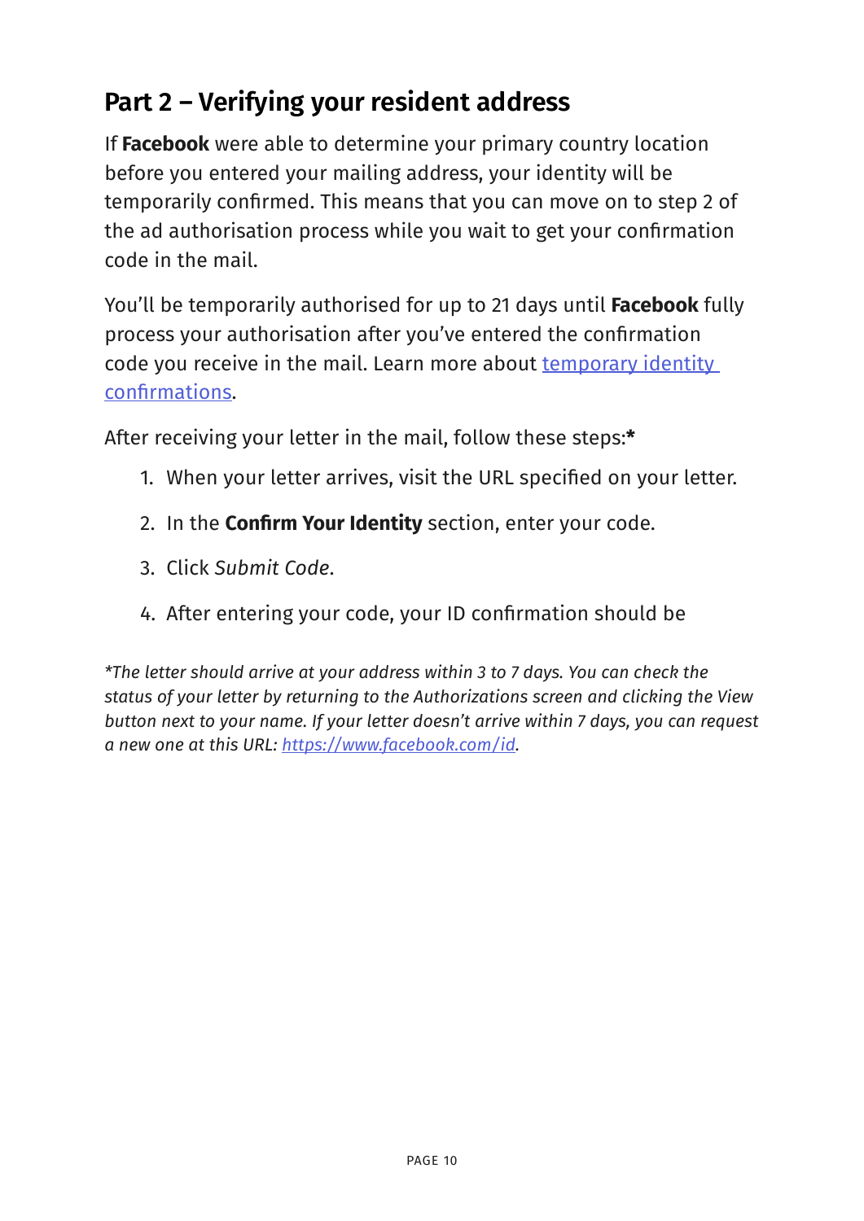## Part 2 – Verifying your resident address

If **Facebook** were able to determine your primary country location before you entered your mailing address, your identity will be temporarily confirmed. This means that you can move on to step 2 of the ad authorisation process while you wait to get your confirmation code in the mail.

You'll be temporarily authorised for up to 21 days until **Facebook** fully process your authorisation after you've entered the confirmation code you receive in the mail. Learn more about [temporary identity confirmations](#).

After receiving your letter in the mail, follow these steps:**\***

1. When your letter arrives, visit the URL specified on your letter.
2. In the **Confirm Your Identity** section, enter your code.
3. Click *Submit Code*.
4. After entering your code, your ID confirmation should be

*\*The letter should arrive at your address within 3 to 7 days. You can check the status of your letter by returning to the Authorizations screen and clicking the View button next to your name. If your letter doesn't arrive within 7 days, you can request a new one at this URL: [https://www.facebook.com/id](https://www.facebook.com/id).*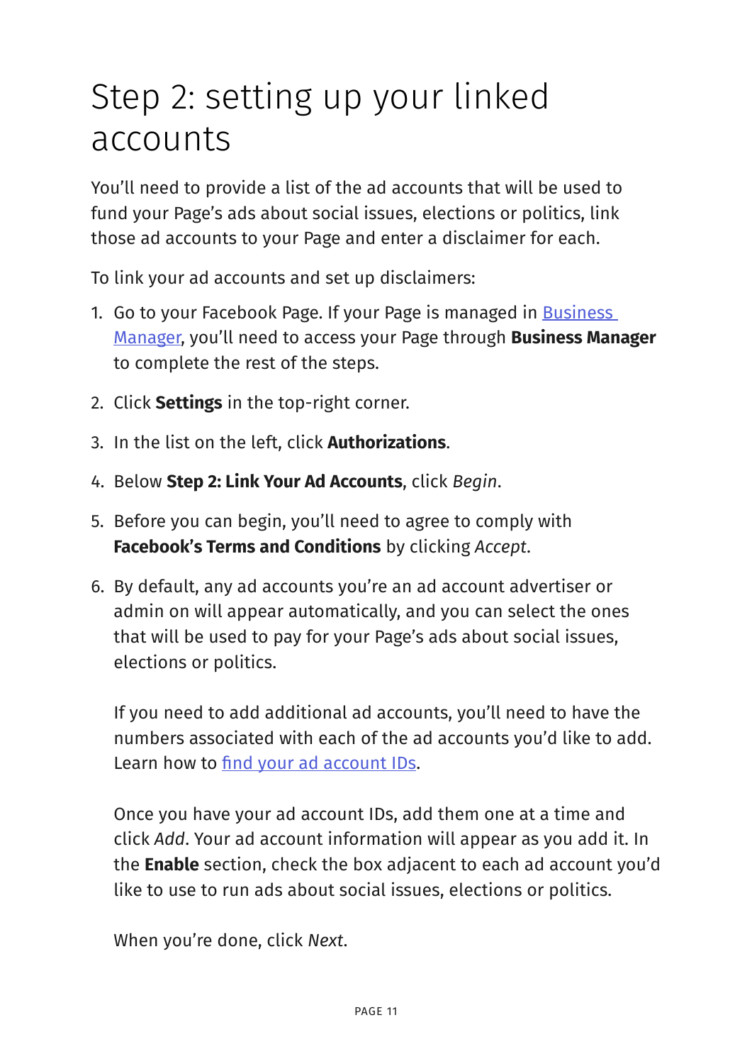# Step 2: setting up your linked accounts

You'll need to provide a list of the ad accounts that will be used to fund your Page's ads about social issues, elections or politics, link those ad accounts to your Page and enter a disclaimer for each.

To link your ad accounts and set up disclaimers:

1. Go to your Facebook Page. If your Page is managed in Business Manager, you'll need to access your Page through **Business Manager** to complete the rest of the steps.
2. Click **Settings** in the top-right corner.
3. In the list on the left, click **Authorizations**.
4. Below **Step 2: Link Your Ad Accounts**, click *Begin*.
5. Before you can begin, you'll need to agree to comply with **Facebook's Terms and Conditions** by clicking *Accept*.
6. By default, any ad accounts you're an ad account advertiser or admin on will appear automatically, and you can select the ones that will be used to pay for your Page's ads about social issues, elections or politics.

   If you need to add additional ad accounts, you'll need to have the numbers associated with each of the ad accounts you'd like to add. Learn how to find your ad account IDs.

   Once you have your ad account IDs, add them one at a time and click *Add*. Your ad account information will appear as you add it. In the **Enable** section, check the box adjacent to each ad account you'd like to use to run ads about social issues, elections or politics.

   When you're done, click *Next*.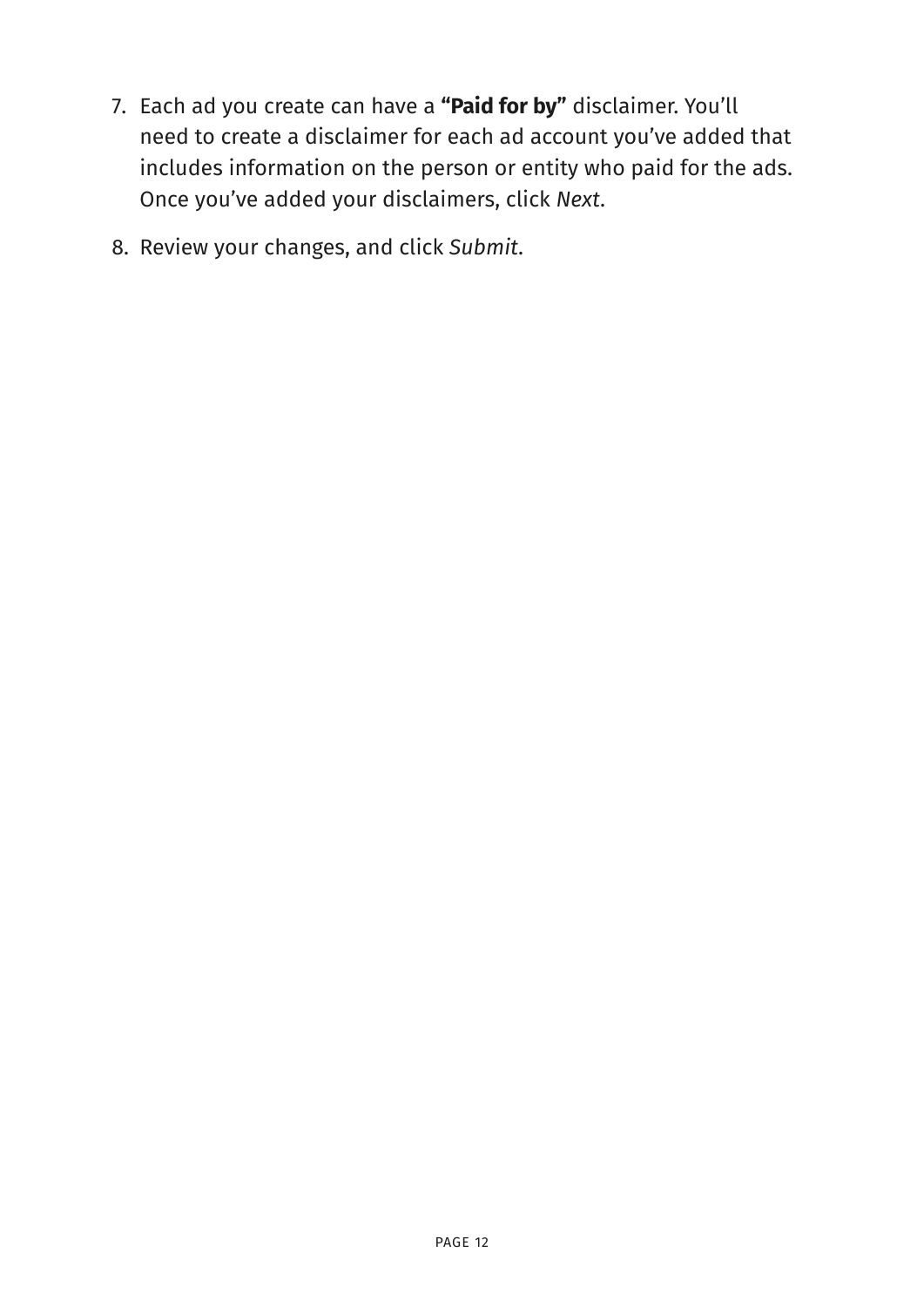7. Each ad you create can have a **“Paid for by”** disclaimer. You’ll need to create a disclaimer for each ad account you’ve added that includes information on the person or entity who paid for the ads. Once you’ve added your disclaimers, click *Next*.
8. Review your changes, and click *Submit*.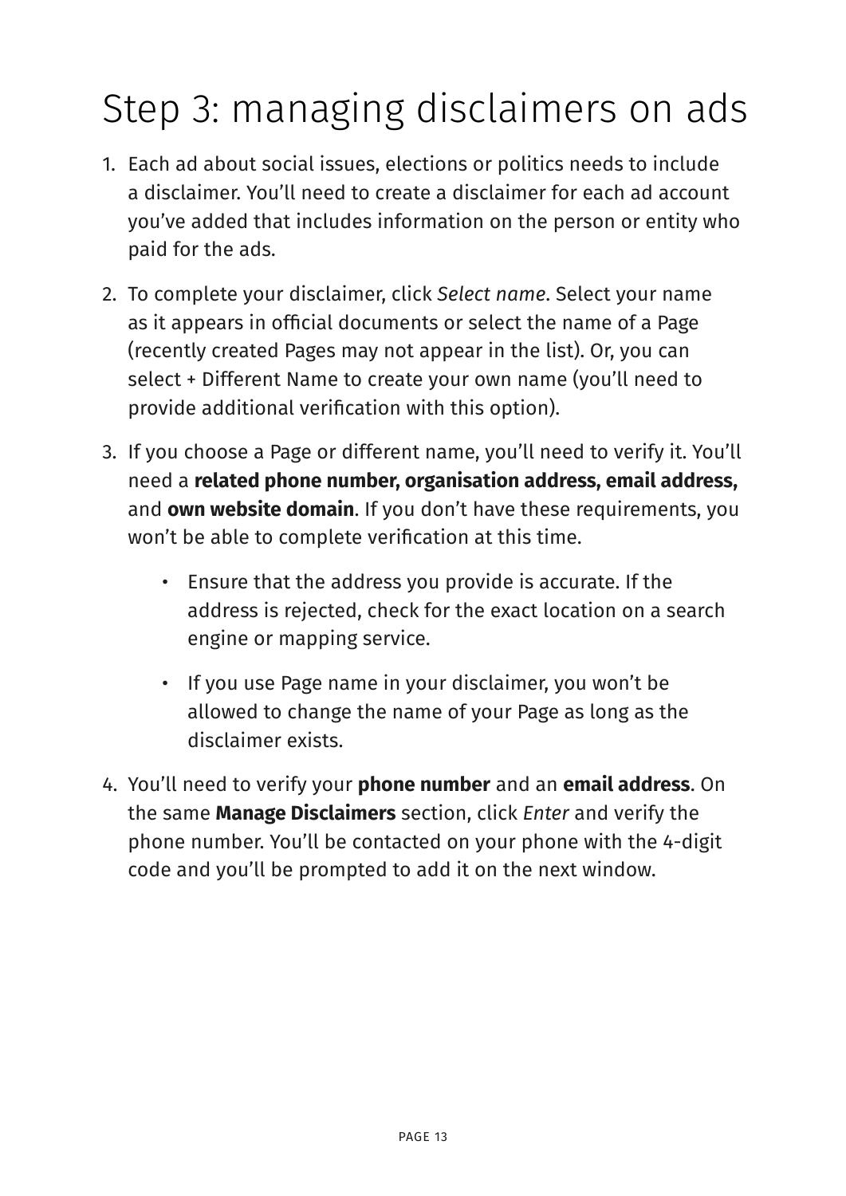# Step 3: managing disclaimers on ads

1. Each ad about social issues, elections or politics needs to include a disclaimer. You'll need to create a disclaimer for each ad account you've added that includes information on the person or entity who paid for the ads.

2. To complete your disclaimer, click *Select name*. Select your name as it appears in official documents or select the name of a Page (recently created Pages may not appear in the list). Or, you can select + Different Name to create your own name (you'll need to provide additional verification with this option).

3. If you choose a Page or different name, you'll need to verify it. You'll need a **related phone number, organisation address, email address,** and **own website domain**. If you don't have these requirements, you won't be able to complete verification at this time.

    - Ensure that the address you provide is accurate. If the address is rejected, check for the exact location on a search engine or mapping service.

    - If you use Page name in your disclaimer, you won't be allowed to change the name of your Page as long as the disclaimer exists.

4. You'll need to verify your **phone number** and an **email address**. On the same **Manage Disclaimers** section, click *Enter* and verify the phone number. You'll be contacted on your phone with the 4-digit code and you'll be prompted to add it on the next window.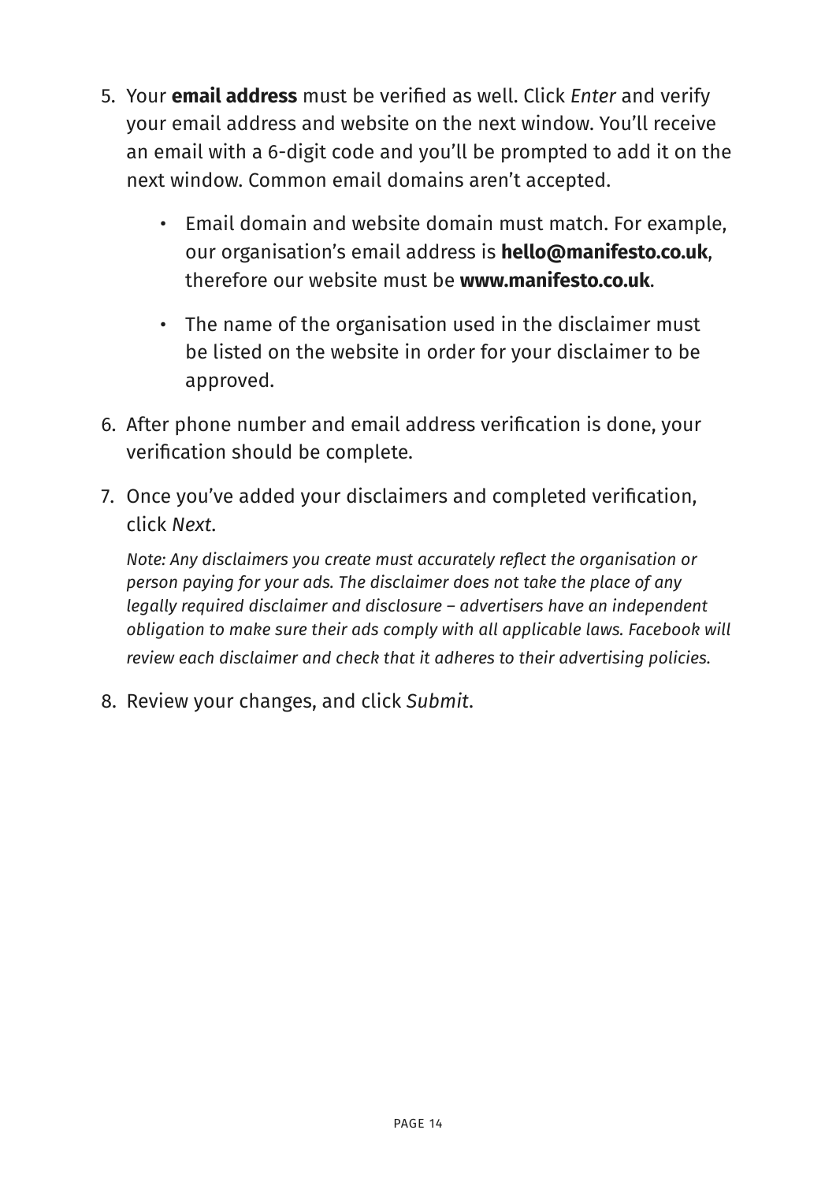5. Your **email address** must be verified as well. Click *Enter* and verify your email address and website on the next window. You'll receive an email with a 6-digit code and you'll be prompted to add it on the next window. Common email domains aren't accepted.

    - Email domain and website domain must match. For example, our organisation's email address is **hello@manifesto.co.uk**, therefore our website must be **www.manifesto.co.uk**.

    - The name of the organisation used in the disclaimer must be listed on the website in order for your disclaimer to be approved.

6. After phone number and email address verification is done, your verification should be complete.

7. Once you've added your disclaimers and completed verification, click *Next*.

    *Note: Any disclaimers you create must accurately reflect the organisation or person paying for your ads. The disclaimer does not take the place of any legally required disclaimer and disclosure – advertisers have an independent obligation to make sure their ads comply with all applicable laws. Facebook will review each disclaimer and check that it adheres to their advertising policies.*

8. Review your changes, and click *Submit*.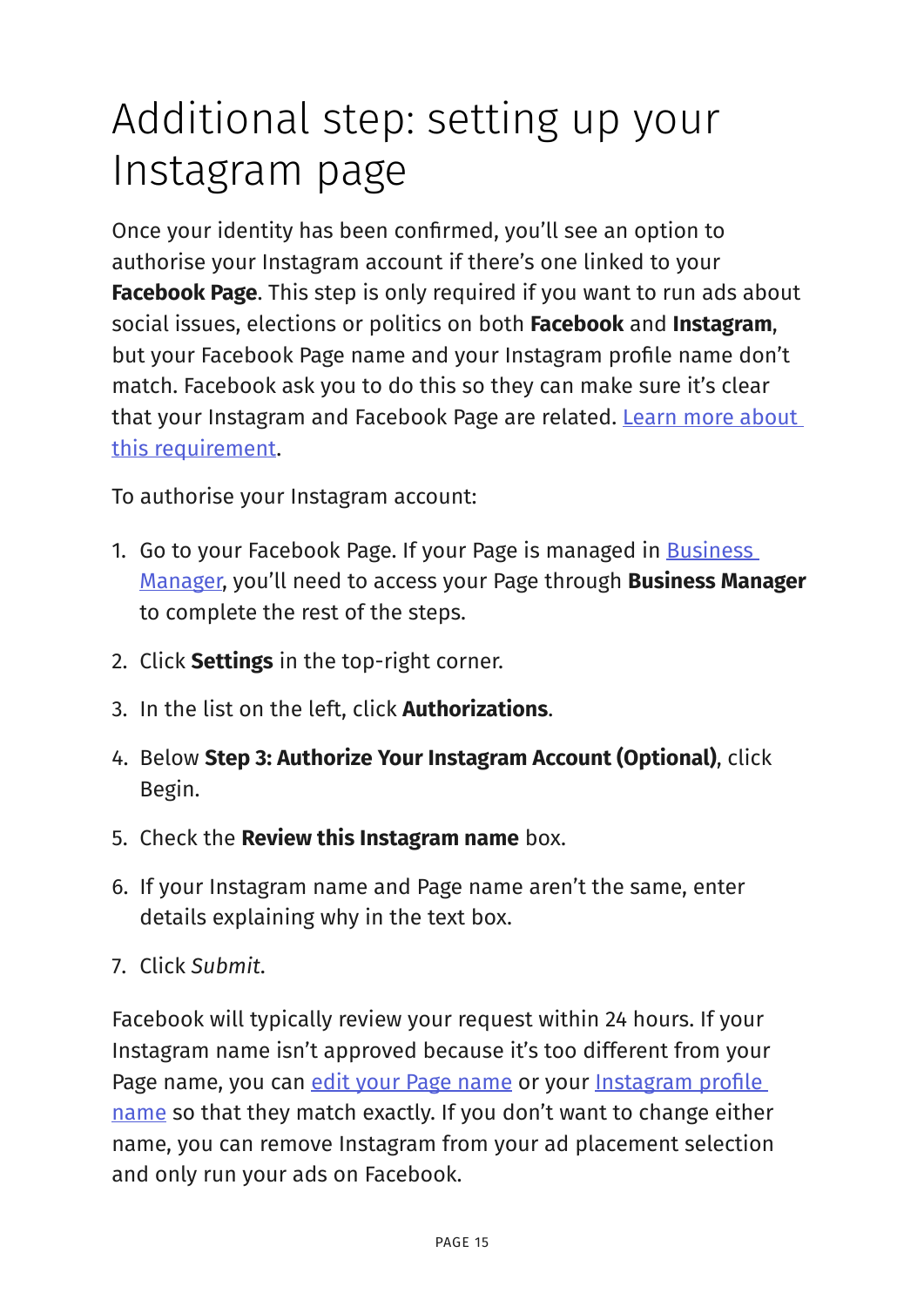# Additional step: setting up your Instagram page

Once your identity has been confirmed, you'll see an option to authorise your Instagram account if there's one linked to your **Facebook Page**. This step is only required if you want to run ads about social issues, elections or politics on both **Facebook** and **Instagram**, but your Facebook Page name and your Instagram profile name don't match. Facebook ask you to do this so they can make sure it's clear that your Instagram and Facebook Page are related. Learn more about this requirement.

To authorise your Instagram account:

1. Go to your Facebook Page. If your Page is managed in Business Manager, you'll need to access your Page through **Business Manager** to complete the rest of the steps.
2. Click **Settings** in the top-right corner.
3. In the list on the left, click **Authorizations**.
4. Below **Step 3: Authorize Your Instagram Account (Optional)**, click Begin.
5. Check the **Review this Instagram name** box.
6. If your Instagram name and Page name aren't the same, enter details explaining why in the text box.
7. Click *Submit*.

Facebook will typically review your request within 24 hours. If your Instagram name isn't approved because it's too different from your Page name, you can edit your Page name or your Instagram profile name so that they match exactly. If you don't want to change either name, you can remove Instagram from your ad placement selection and only run your ads on Facebook.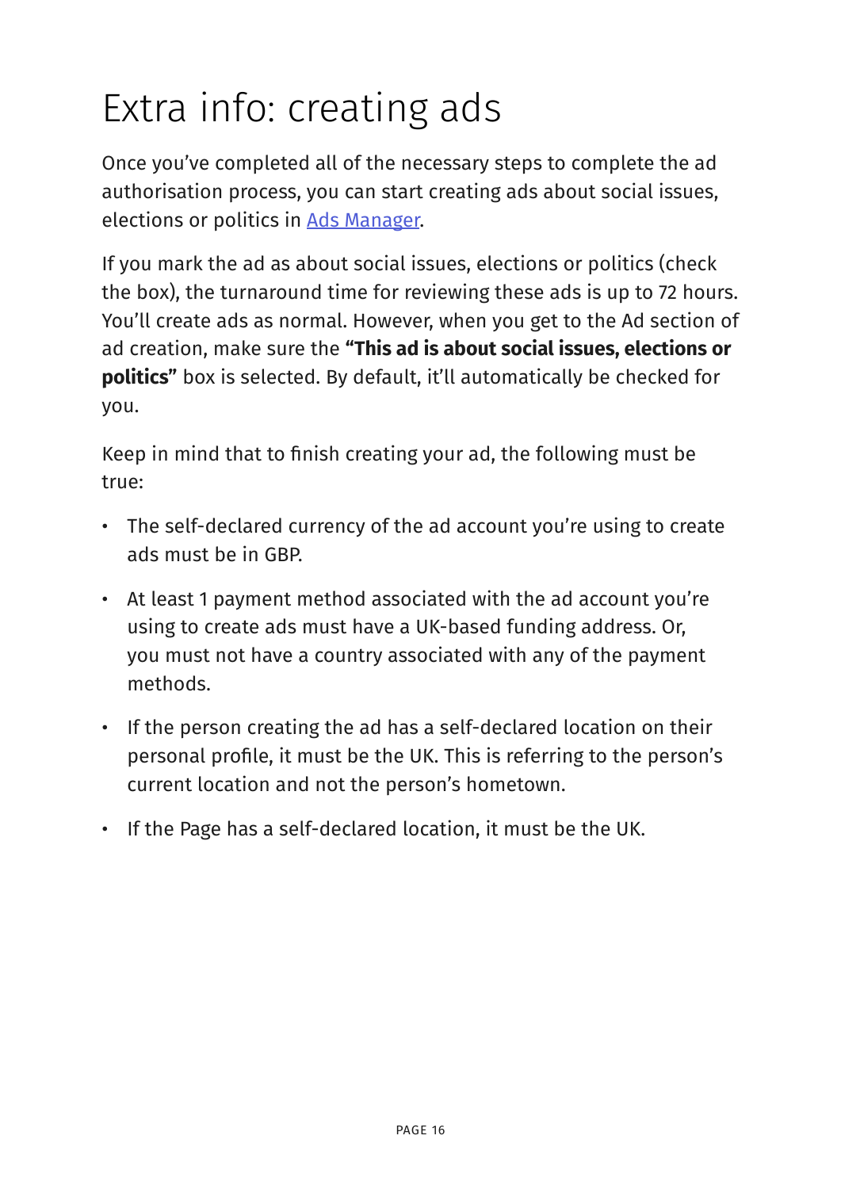# Extra info: creating ads

Once you've completed all of the necessary steps to complete the ad authorisation process, you can start creating ads about social issues, elections or politics in [Ads Manager](Ads Manager).

If you mark the ad as about social issues, elections or politics (check the box), the turnaround time for reviewing these ads is up to 72 hours. You'll create ads as normal. However, when you get to the Ad section of ad creation, make sure the **"This ad is about social issues, elections or politics"** box is selected. By default, it'll automatically be checked for you.

Keep in mind that to finish creating your ad, the following must be true:

- The self-declared currency of the ad account you're using to create ads must be in GBP.
- At least 1 payment method associated with the ad account you're using to create ads must have a UK-based funding address. Or, you must not have a country associated with any of the payment methods.
- If the person creating the ad has a self-declared location on their personal profile, it must be the UK. This is referring to the person's current location and not the person's hometown.
- If the Page has a self-declared location, it must be the UK.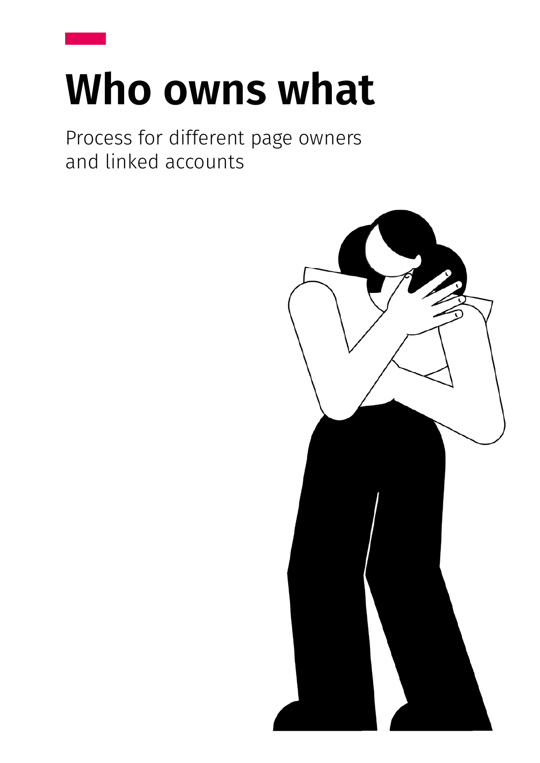# Who owns what

Process for different page owners and linked accounts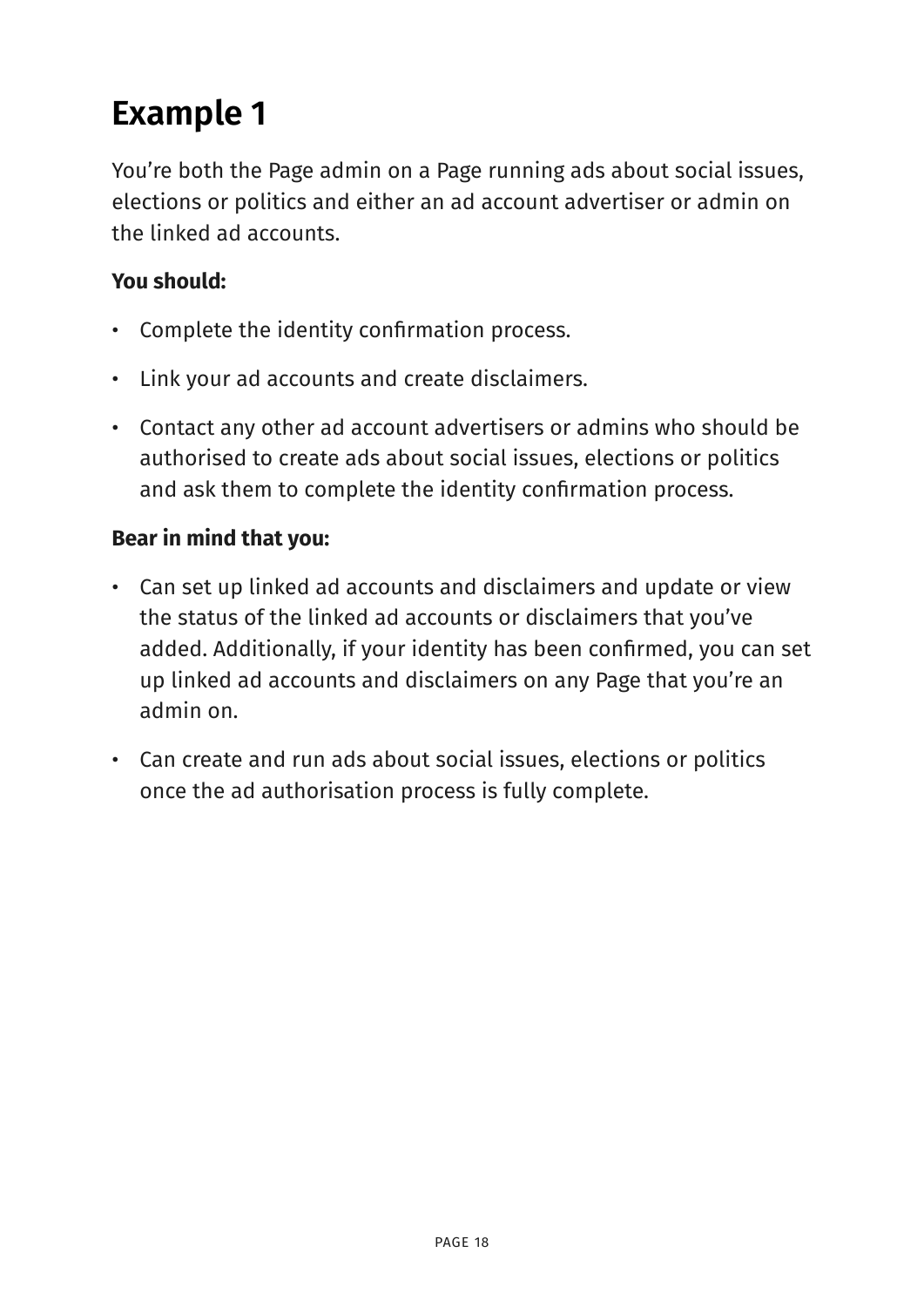# Example 1

You're both the Page admin on a Page running ads about social issues, elections or politics and either an ad account advertiser or admin on the linked ad accounts.

**You should:**

- Complete the identity confirmation process.
- Link your ad accounts and create disclaimers.
- Contact any other ad account advertisers or admins who should be authorised to create ads about social issues, elections or politics and ask them to complete the identity confirmation process.

**Bear in mind that you:**

- Can set up linked ad accounts and disclaimers and update or view the status of the linked ad accounts or disclaimers that you've added. Additionally, if your identity has been confirmed, you can set up linked ad accounts and disclaimers on any Page that you're an admin on.
- Can create and run ads about social issues, elections or politics once the ad authorisation process is fully complete.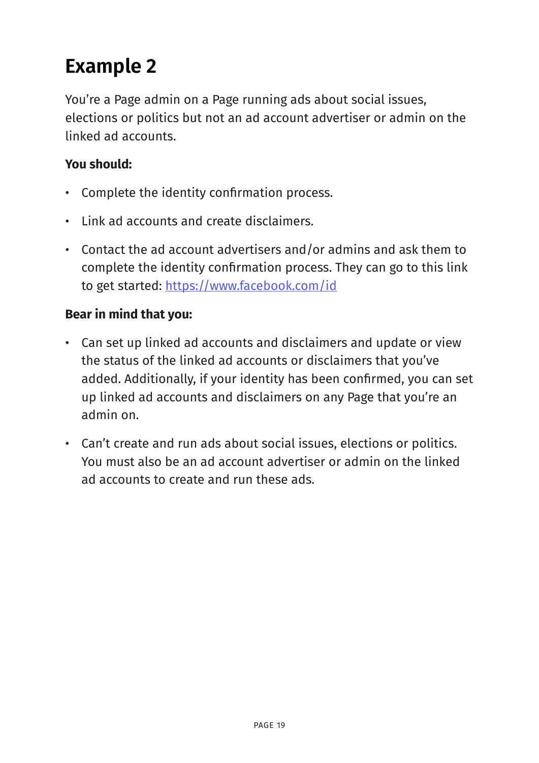# Example 2

You're a Page admin on a Page running ads about social issues, elections or politics but not an ad account advertiser or admin on the linked ad accounts.

**You should:**

- Complete the identity confirmation process.
- Link ad accounts and create disclaimers.
- Contact the ad account advertisers and/or admins and ask them to complete the identity confirmation process. They can go to this link to get started: [https://www.facebook.com/id](https://www.facebook.com/id)

**Bear in mind that you:**

- Can set up linked ad accounts and disclaimers and update or view the status of the linked ad accounts or disclaimers that you've added. Additionally, if your identity has been confirmed, you can set up linked ad accounts and disclaimers on any Page that you're an admin on.
- Can't create and run ads about social issues, elections or politics. You must also be an ad account advertiser or admin on the linked ad accounts to create and run these ads.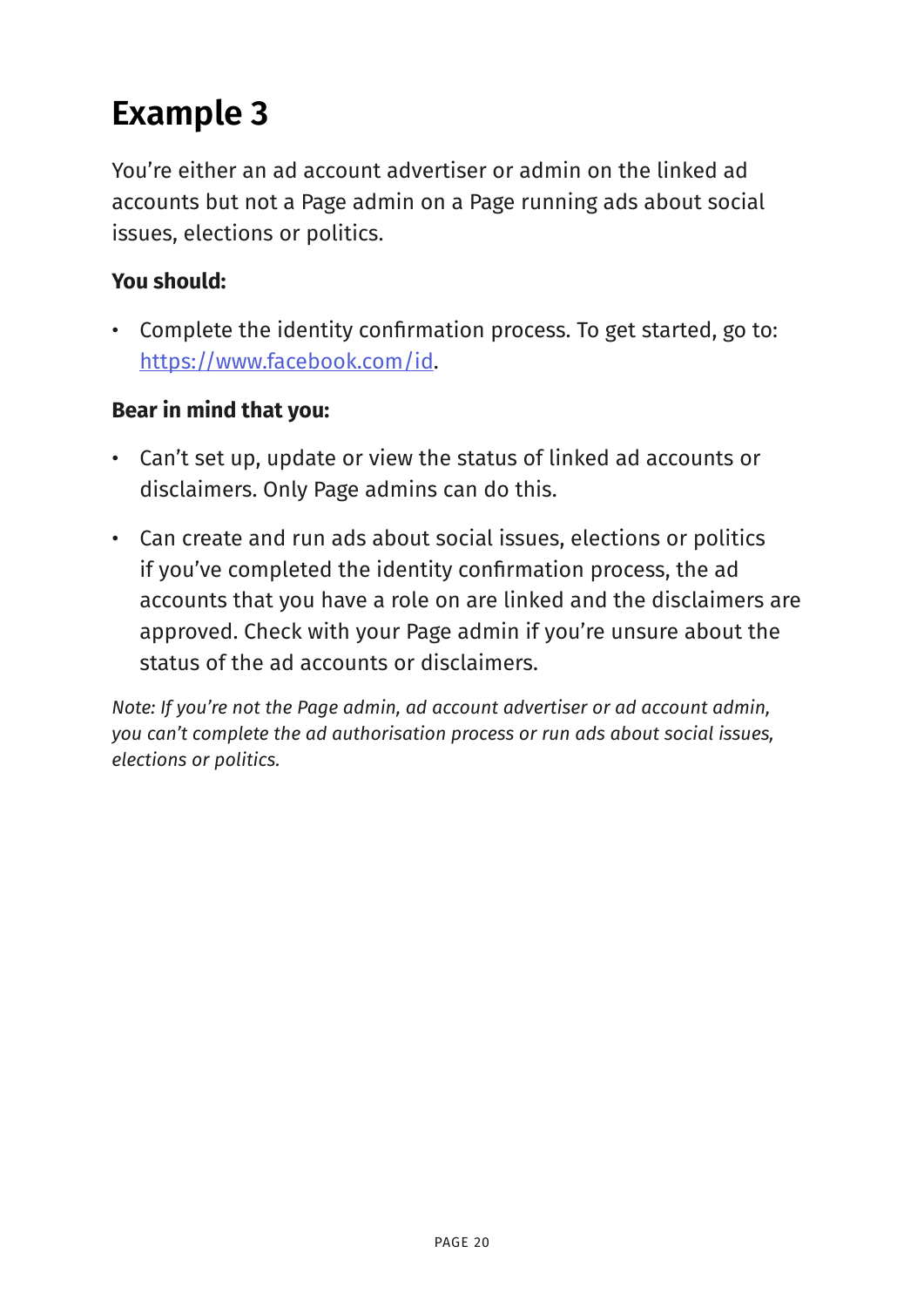# Example 3

You're either an ad account advertiser or admin on the linked ad accounts but not a Page admin on a Page running ads about social issues, elections or politics.

**You should:**

- Complete the identity confirmation process. To get started, go to: https://www.facebook.com/id.

**Bear in mind that you:**

- Can't set up, update or view the status of linked ad accounts or disclaimers. Only Page admins can do this.
- Can create and run ads about social issues, elections or politics if you've completed the identity confirmation process, the ad accounts that you have a role on are linked and the disclaimers are approved. Check with your Page admin if you're unsure about the status of the ad accounts or disclaimers.

*Note: If you're not the Page admin, ad account advertiser or ad account admin, you can't complete the ad authorisation process or run ads about social issues, elections or politics.*